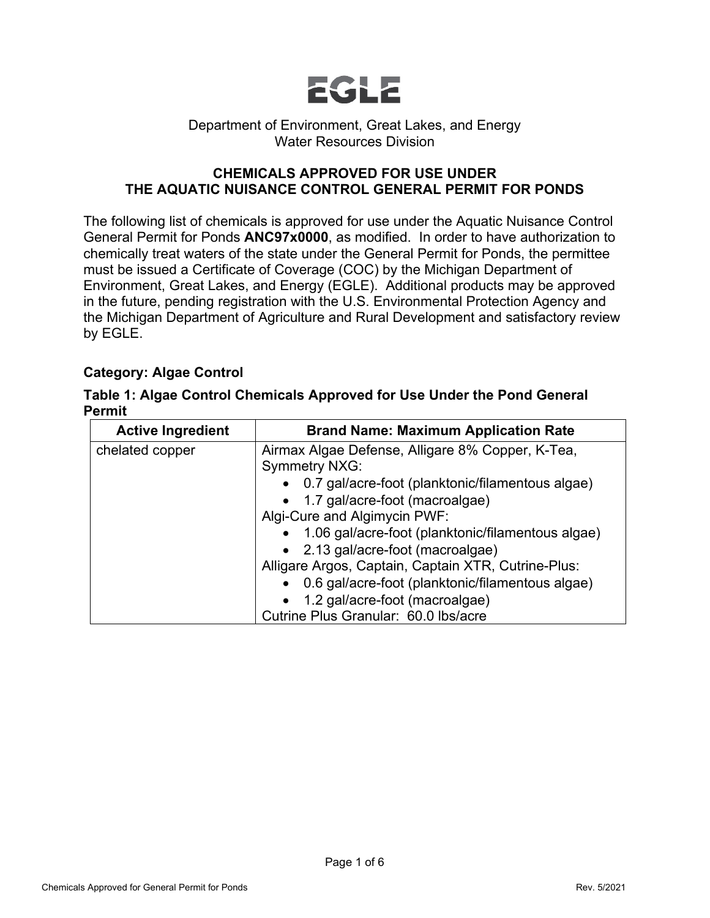# EGLE

Department of Environment, Great Lakes, and Energy
Water Resources Division

## CHEMICALS APPROVED FOR USE UNDER THE AQUATIC NUISANCE CONTROL GENERAL PERMIT FOR PONDS

The following list of chemicals is approved for use under the Aquatic Nuisance Control General Permit for Ponds **ANC97x0000**, as modified. In order to have authorization to chemically treat waters of the state under the General Permit for Ponds, the permittee must be issued a Certificate of Coverage (COC) by the Michigan Department of Environment, Great Lakes, and Energy (EGLE). Additional products may be approved in the future, pending registration with the U.S. Environmental Protection Agency and the Michigan Department of Agriculture and Rural Development and satisfactory review by EGLE.

**Category: Algae Control**

**Table 1: Algae Control Chemicals Approved for Use Under the Pond General Permit**

| Active Ingredient | Brand Name: Maximum Application Rate |
|---|---|
| chelated copper | Airmax Algae Defense, Alligare 8% Copper, K-Tea, Symmetry NXG:<br>• 0.7 gal/acre-foot (planktonic/filamentous algae)<br>• 1.7 gal/acre-foot (macroalgae)<br>Algi-Cure and Algimycin PWF:<br>• 1.06 gal/acre-foot (planktonic/filamentous algae)<br>• 2.13 gal/acre-foot (macroalgae)<br>Alligare Argos, Captain, Captain XTR, Cutrine-Plus:<br>• 0.6 gal/acre-foot (planktonic/filamentous algae)<br>• 1.2 gal/acre-foot (macroalgae)<br>Cutrine Plus Granular: 60.0 lbs/acre |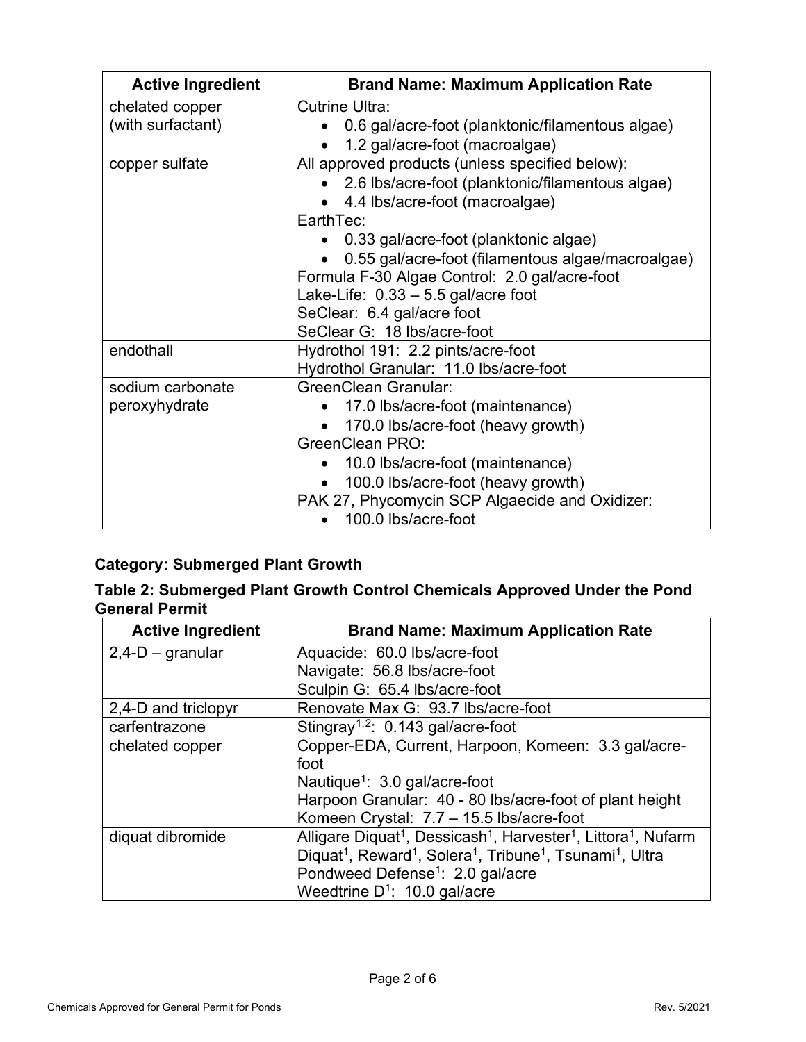| Active Ingredient | Brand Name: Maximum Application Rate |
| --- | --- |
| chelated copper (with surfactant) | Cutrine Ultra:<br>• 0.6 gal/acre-foot (planktonic/filamentous algae)<br>• 1.2 gal/acre-foot (macroalgae) |
| copper sulfate | All approved products (unless specified below):<br>• 2.6 lbs/acre-foot (planktonic/filamentous algae)<br>• 4.4 lbs/acre-foot (macroalgae)<br>EarthTec:<br>• 0.33 gal/acre-foot (planktonic algae)<br>• 0.55 gal/acre-foot (filamentous algae/macroalgae)<br>Formula F-30 Algae Control: 2.0 gal/acre-foot<br>Lake-Life: 0.33 – 5.5 gal/acre foot<br>SeClear: 6.4 gal/acre foot<br>SeClear G: 18 lbs/acre-foot |
| endothall | Hydrothol 191: 2.2 pints/acre-foot<br>Hydrothol Granular: 11.0 lbs/acre-foot |
| sodium carbonate peroxyhydrate | GreenClean Granular:<br>• 17.0 lbs/acre-foot (maintenance)<br>• 170.0 lbs/acre-foot (heavy growth)<br>GreenClean PRO:<br>• 10.0 lbs/acre-foot (maintenance)<br>• 100.0 lbs/acre-foot (heavy growth)<br>PAK 27, Phycomycin SCP Algaecide and Oxidizer:<br>• 100.0 lbs/acre-foot |

### Category: Submerged Plant Growth

### Table 2: Submerged Plant Growth Control Chemicals Approved Under the Pond General Permit

| Active Ingredient | Brand Name: Maximum Application Rate |
| --- | --- |
| 2,4-D – granular | Aquacide: 60.0 lbs/acre-foot<br>Navigate: 56.8 lbs/acre-foot<br>Sculpin G: 65.4 lbs/acre-foot |
| 2,4-D and triclopyr | Renovate Max G: 93.7 lbs/acre-foot |
| carfentrazone | Stingray[1,2]: 0.143 gal/acre-foot |
| chelated copper | Copper-EDA, Current, Harpoon, Komeen: 3.3 gal/acre-foot<br>Nautique[1]: 3.0 gal/acre-foot<br>Harpoon Granular: 40 - 80 lbs/acre-foot of plant height<br>Komeen Crystal: 7.7 – 15.5 lbs/acre-foot |
| diquat dibromide | Alligare Diquat[1], Dessicash[1], Harvester[1], Littora[1], Nufarm Diquat[1], Reward[1], Solera[1], Tribune[1], Tsunami[1], Ultra Pondweed Defense[1]: 2.0 gal/acre<br>Weedtrine D[1]: 10.0 gal/acre |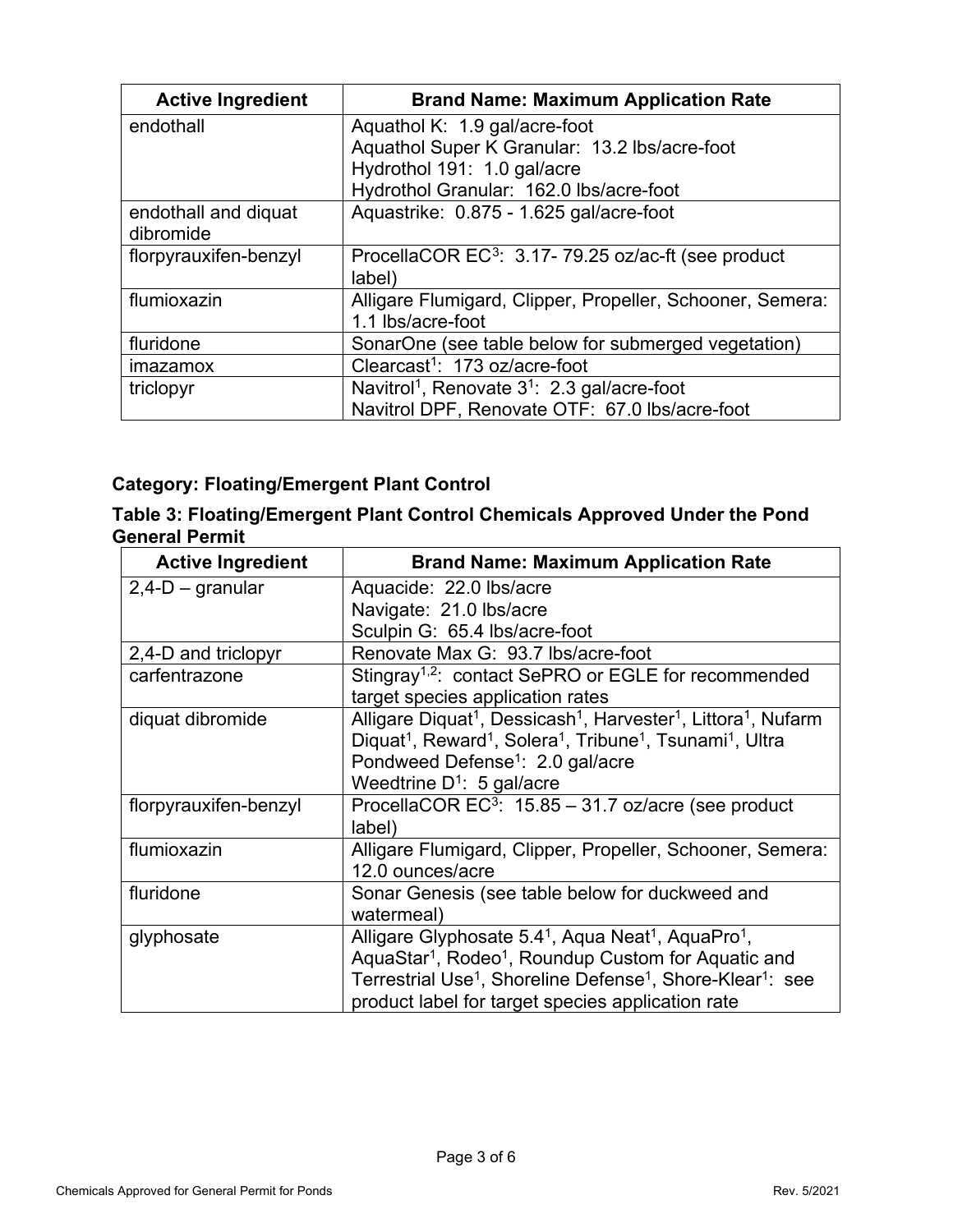| Active Ingredient | Brand Name: Maximum Application Rate |
|---|---|
| endothall | Aquathol K: 1.9 gal/acre-foot<br>Aquathol Super K Granular: 13.2 lbs/acre-foot<br>Hydrothol 191: 1.0 gal/acre<br>Hydrothol Granular: 162.0 lbs/acre-foot |
| endothall and diquat dibromide | Aquastrike: 0.875 - 1.625 gal/acre-foot |
| florpyrauxifen-benzyl | ProcellaCOR EC[3]: 3.17- 79.25 oz/ac-ft (see product label) |
| flumioxazin | Alligare Flumigard, Clipper, Propeller, Schooner, Semera: 1.1 lbs/acre-foot |
| fluridone | SonarOne (see table below for submerged vegetation) |
| imazamox | Clearcast[1]: 173 oz/acre-foot |
| triclopyr | Navitrol[1], Renovate 3[1]: 2.3 gal/acre-foot<br>Navitrol DPF, Renovate OTF: 67.0 lbs/acre-foot |

### Category: Floating/Emergent Plant Control

### Table 3: Floating/Emergent Plant Control Chemicals Approved Under the Pond General Permit

| Active Ingredient | Brand Name: Maximum Application Rate |
|---|---|
| 2,4-D – granular | Aquacide: 22.0 lbs/acre<br>Navigate: 21.0 lbs/acre<br>Sculpin G: 65.4 lbs/acre-foot |
| 2,4-D and triclopyr | Renovate Max G: 93.7 lbs/acre-foot |
| carfentrazone | Stingray[1,2]: contact SePRO or EGLE for recommended target species application rates |
| diquat dibromide | Alligare Diquat[1], Dessicash[1], Harvester[1], Littora[1], Nufarm Diquat[1], Reward[1], Solera[1], Tribune[1], Tsunami[1], Ultra Pondweed Defense[1]: 2.0 gal/acre<br>Weedtrine D[1]: 5 gal/acre |
| florpyrauxifen-benzyl | ProcellaCOR EC[3]: 15.85 – 31.7 oz/acre (see product label) |
| flumioxazin | Alligare Flumigard, Clipper, Propeller, Schooner, Semera: 12.0 ounces/acre |
| fluridone | Sonar Genesis (see table below for duckweed and watermeal) |
| glyphosate | Alligare Glyphosate 5.4[1], Aqua Neat[1], AquaPro[1], AquaStar[1], Rodeo[1], Roundup Custom for Aquatic and Terrestrial Use[1], Shoreline Defense[1], Shore-Klear[1]: see product label for target species application rate |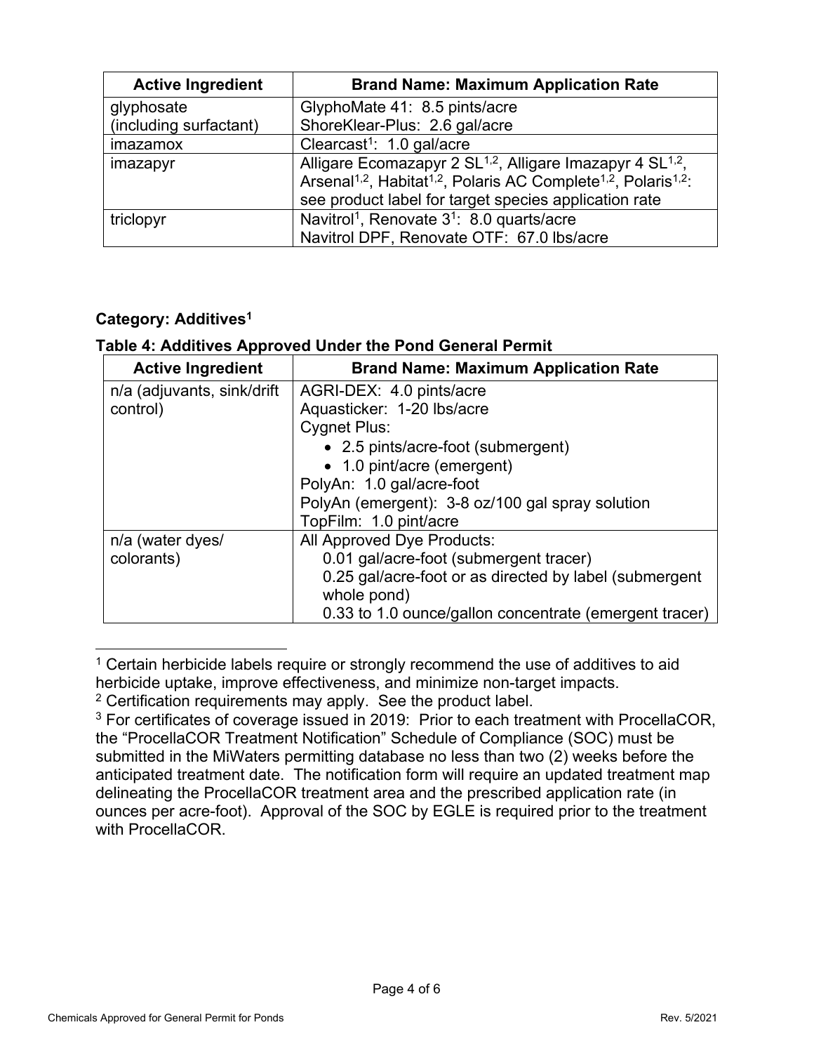| Active Ingredient | Brand Name: Maximum Application Rate |
|---|---|
| glyphosate (including surfactant) | GlyphoMate 41: 8.5 pints/acre<br>ShoreKlear-Plus: 2.6 gal/acre |
| imazamox | Clearcast[1]: 1.0 gal/acre |
| imazapyr | Alligare Ecomazapyr 2 SL[1,2], Alligare Imazapyr 4 SL[1,2], Arsenal[1,2], Habitat[1,2], Polaris AC Complete[1,2], Polaris[1,2]: see product label for target species application rate |
| triclopyr | Navitrol[1], Renovate 3[1]: 8.0 quarts/acre<br>Navitrol DPF, Renovate OTF: 67.0 lbs/acre |

**Category: Additives[1]**

**Table 4: Additives Approved Under the Pond General Permit**

| Active Ingredient | Brand Name: Maximum Application Rate |
|---|---|
| n/a (adjuvants, sink/drift control) | AGRI-DEX: 4.0 pints/acre<br>Aquasticker: 1-20 lbs/acre<br>Cygnet Plus:<br>• 2.5 pints/acre-foot (submergent)<br>• 1.0 pint/acre (emergent)<br>PolyAn: 1.0 gal/acre-foot<br>PolyAn (emergent): 3-8 oz/100 gal spray solution<br>TopFilm: 1.0 pint/acre |
| n/a (water dyes/ colorants) | All Approved Dye Products:<br>0.01 gal/acre-foot (submergent tracer)<br>0.25 gal/acre-foot or as directed by label (submergent whole pond)<br>0.33 to 1.0 ounce/gallon concentrate (emergent tracer) |

[1] Certain herbicide labels require or strongly recommend the use of additives to aid herbicide uptake, improve effectiveness, and minimize non-target impacts.

[2] Certification requirements may apply. See the product label.

[3] For certificates of coverage issued in 2019: Prior to each treatment with ProcellaCOR, the "ProcellaCOR Treatment Notification" Schedule of Compliance (SOC) must be submitted in the MiWaters permitting database no less than two (2) weeks before the anticipated treatment date. The notification form will require an updated treatment map delineating the ProcellaCOR treatment area and the prescribed application rate (in ounces per acre-foot). Approval of the SOC by EGLE is required prior to the treatment with ProcellaCOR.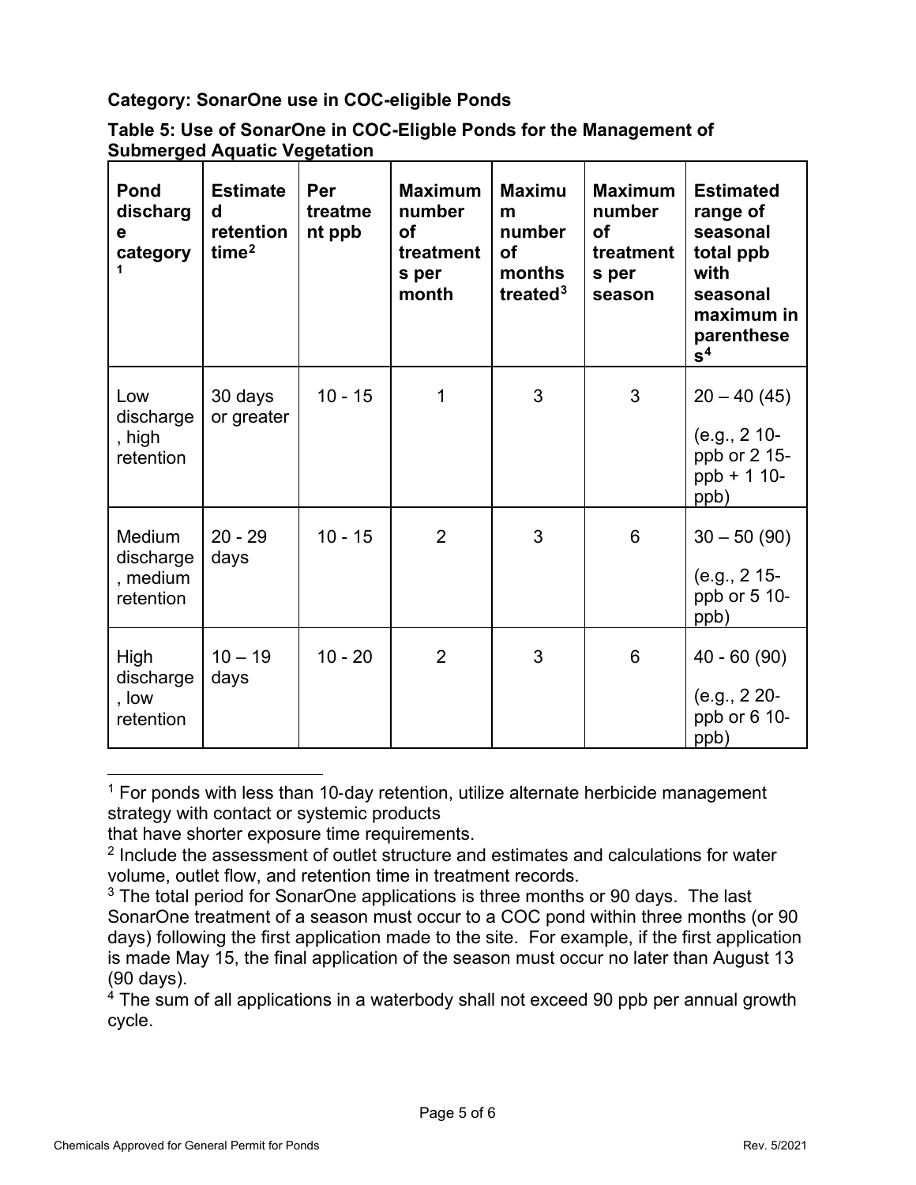**Category: SonarOne use in COC-eligible Ponds**

**Table 5: Use of SonarOne in COC-Eligble Ponds for the Management of Submerged Aquatic Vegetation**

| Pond discharge category[1] | Estimated retention time[2] | Per treatment ppb | Maximum number of treatments per month | Maximum number of months treated[3] | Maximum number of treatments per season | Estimated range of seasonal total ppb with seasonal maximum in parentheses[4] |
|---|---|---|---|---|---|---|
| Low discharge, high retention | 30 days or greater | 10 - 15 | 1 | 3 | 3 | 20 – 40 (45) (e.g., 2 10-ppb or 2 15-ppb + 1 10-ppb) |
| Medium discharge, medium retention | 20 - 29 days | 10 - 15 | 2 | 3 | 6 | 30 – 50 (90) (e.g., 2 15-ppb or 5 10-ppb) |
| High discharge, low retention | 10 – 19 days | 10 - 20 | 2 | 3 | 6 | 40 - 60 (90) (e.g., 2 20-ppb or 6 10-ppb) |

[1] For ponds with less than 10-day retention, utilize alternate herbicide management strategy with contact or systemic products that have shorter exposure time requirements.

[2] Include the assessment of outlet structure and estimates and calculations for water volume, outlet flow, and retention time in treatment records.

[3] The total period for SonarOne applications is three months or 90 days. The last SonarOne treatment of a season must occur to a COC pond within three months (or 90 days) following the first application made to the site. For example, if the first application is made May 15, the final application of the season must occur no later than August 13 (90 days).

[4] The sum of all applications in a waterbody shall not exceed 90 ppb per annual growth cycle.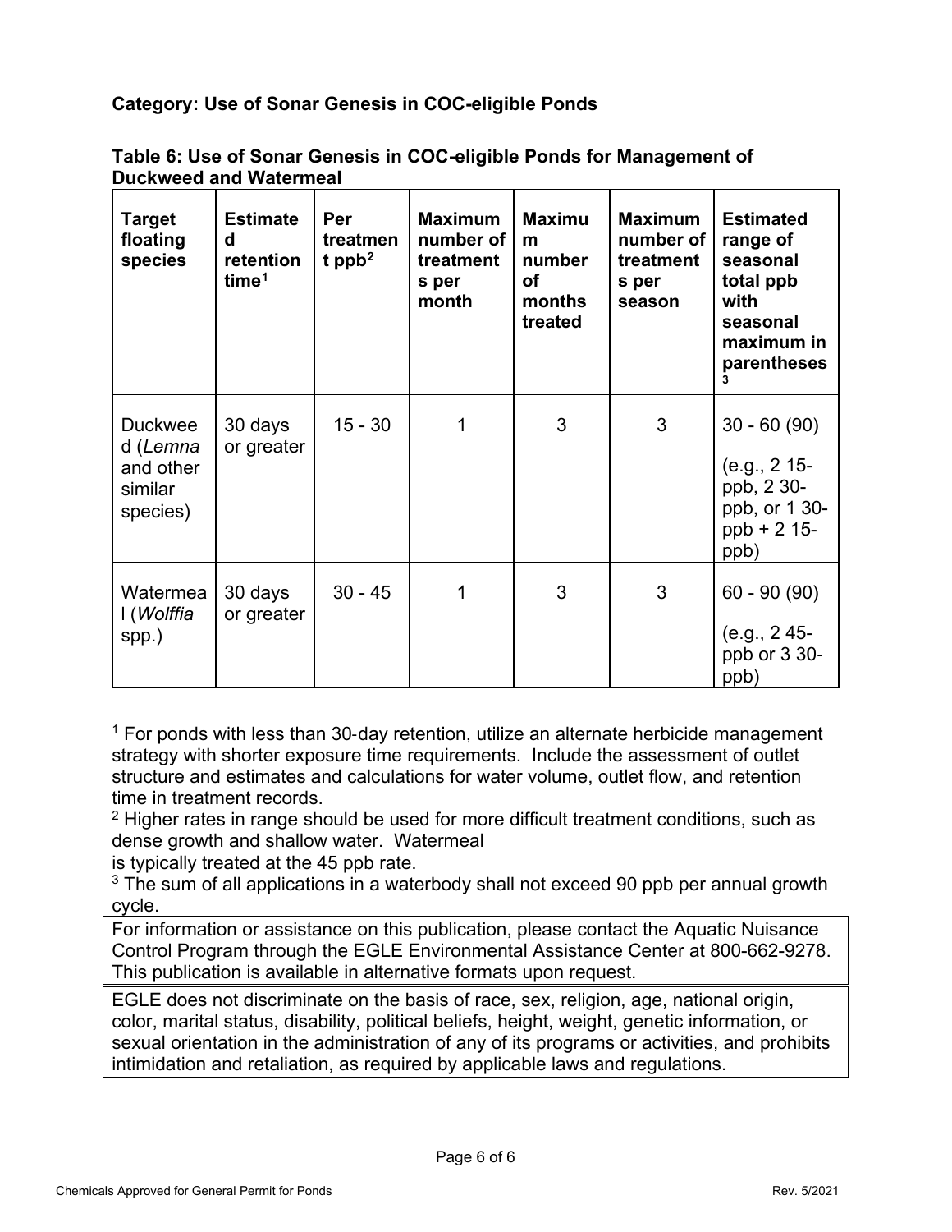**Category: Use of Sonar Genesis in COC-eligible Ponds**

**Table 6: Use of Sonar Genesis in COC-eligible Ponds for Management of Duckweed and Watermeal**

| Target floating species | Estimated retention time[1] | Per treatment ppb[2] | Maximum number of treatments per month | Maximum number of months treated | Maximum number of treatments per season | Estimated range of seasonal total ppb with seasonal maximum in parentheses[3] |
|---|---|---|---|---|---|---|
| Duckweed (*Lemna* and other similar species) | 30 days or greater | 15 - 30 | 1 | 3 | 3 | 30 - 60 (90) (e.g., 2 15-ppb, 2 30-ppb, or 1 30-ppb + 2 15-ppb) |
| Watermeal (*Wolffia* spp.) | 30 days or greater | 30 - 45 | 1 | 3 | 3 | 60 - 90 (90) (e.g., 2 45-ppb or 3 30-ppb) |

[1] For ponds with less than 30-day retention, utilize an alternate herbicide management strategy with shorter exposure time requirements. Include the assessment of outlet structure and estimates and calculations for water volume, outlet flow, and retention time in treatment records.

[2] Higher rates in range should be used for more difficult treatment conditions, such as dense growth and shallow water. Watermeal is typically treated at the 45 ppb rate.

[3] The sum of all applications in a waterbody shall not exceed 90 ppb per annual growth cycle.

For information or assistance on this publication, please contact the Aquatic Nuisance Control Program through the EGLE Environmental Assistance Center at 800-662-9278. This publication is available in alternative formats upon request.

EGLE does not discriminate on the basis of race, sex, religion, age, national origin, color, marital status, disability, political beliefs, height, weight, genetic information, or sexual orientation in the administration of any of its programs or activities, and prohibits intimidation and retaliation, as required by applicable laws and regulations.